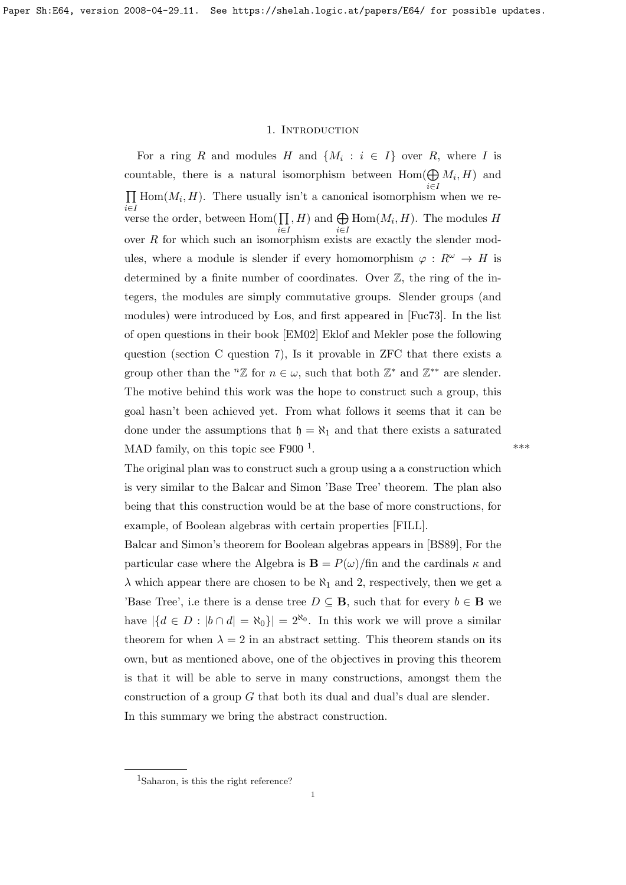# 1. Introduction

For a ring $R$ and modules $H$ and $\{M_i : i \in I\}$ over $R$, where $I$ is countable, there is a natural isomorphism between $\mathrm{Hom}(\bigoplus_{i\in I} M_i, H)$ and $\prod_{i\in I} \mathrm{Hom}(M_i, H)$. There usually isn't a canonical isomorphism when we reverse the order, between $\mathrm{Hom}(\prod_{i\in I}, H)$ and $\bigoplus_{i\in I} \mathrm{Hom}(M_i, H)$. The modules $H$ over $R$ for which such an isomorphism exists are exactly the slender modules, where a module is slender if every homomorphism $\varphi : R^\omega \to H$ is determined by a finite number of coordinates. Over $\mathbb{Z}$, the ring of the integers, the modules are simply commutative groups. Slender groups (and modules) were introduced by Łos, and first appeared in [Fuc73]. In the list of open questions in their book [EM02] Eklof and Mekler pose the following question (section C question 7), Is it provable in ZFC that there exists a group other than the ${}^n\mathbb{Z}$ for $n \in \omega$, such that both $\mathbb{Z}^*$ and $\mathbb{Z}^{**}$ are slender. The motive behind this work was the hope to construct such a group, this goal hasn't been achieved yet. From what follows it seems that it can be done under the assumptions that $\mathfrak{h} = \aleph_1$ and that there exists a saturated MAD family, on this topic see F900 [1]. ***

The original plan was to construct such a group using a a construction which is very similar to the Balcar and Simon 'Base Tree' theorem. The plan also being that this construction would be at the base of more constructions, for example, of Boolean algebras with certain properties [FILL].

Balcar and Simon's theorem for Boolean algebras appears in [BS89], For the particular case where the Algebra is $\mathbf{B} = P(\omega)/\mathrm{fin}$ and the cardinals $\kappa$ and $\lambda$ which appear there are chosen to be $\aleph_1$ and 2, respectively, then we get a 'Base Tree', i.e there is a dense tree $D \subseteq \mathbf{B}$, such that for every $b \in \mathbf{B}$ we have $|\{d \in D : |b \cap d| = \aleph_0\}| = 2^{\aleph_0}$. In this work we will prove a similar theorem for when $\lambda = 2$ in an abstract setting. This theorem stands on its own, but as mentioned above, one of the objectives in proving this theorem is that it will be able to serve in many constructions, amongst them the construction of a group $G$ that both its dual and dual's dual are slender.

In this summary we bring the abstract construction.

[1] Saharon, is this the right reference?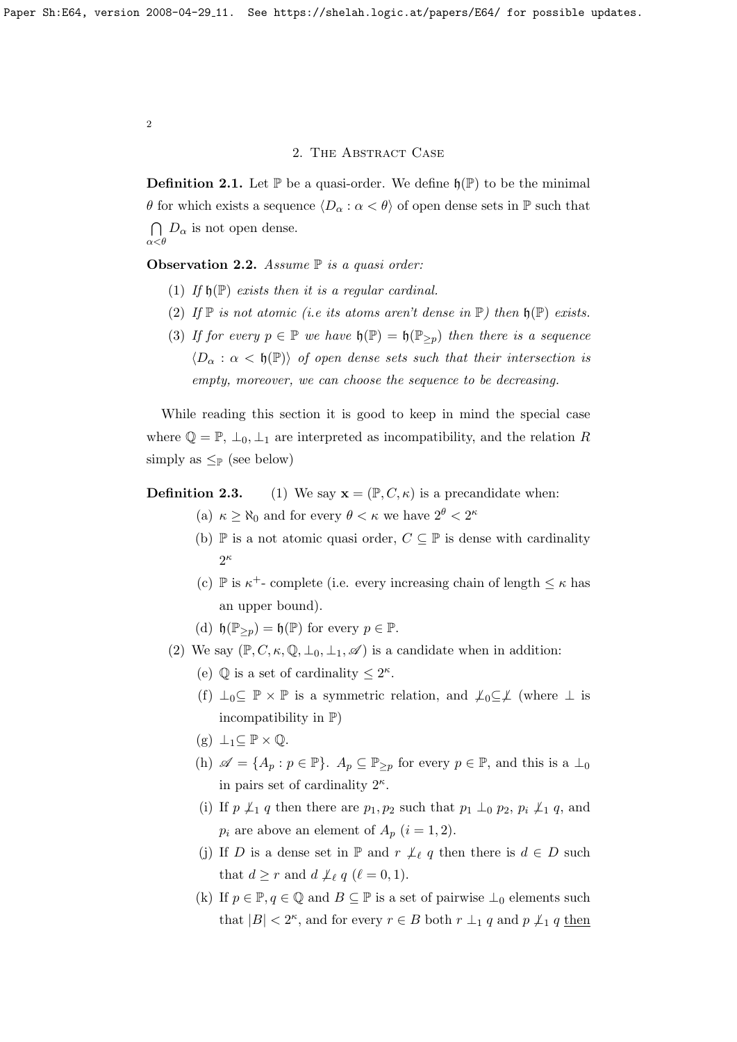## 2. The Abstract Case

**Definition 2.1.** Let $\mathbb{P}$ be a quasi-order. We define $\mathfrak{h}(\mathbb{P})$ to be the minimal $\theta$ for which exists a sequence $\langle D_\alpha : \alpha < \theta \rangle$ of open dense sets in $\mathbb{P}$ such that $\bigcap_{\alpha<\theta} D_\alpha$ is not open dense.

**Observation 2.2.** *Assume $\mathbb{P}$ is a quasi order:*

1. *If $\mathfrak{h}(\mathbb{P})$ exists then it is a regular cardinal.*
2. *If $\mathbb{P}$ is not atomic (i.e its atoms aren't dense in $\mathbb{P}$) then $\mathfrak{h}(\mathbb{P})$ exists.*
3. *If for every $p \in \mathbb{P}$ we have $\mathfrak{h}(\mathbb{P}) = \mathfrak{h}(\mathbb{P}_{\geq p})$ then there is a sequence $\langle D_\alpha : \alpha < \mathfrak{h}(\mathbb{P}) \rangle$ of open dense sets such that their intersection is empty, moreover, we can choose the sequence to be decreasing.*

While reading this section it is good to keep in mind the special case where $\mathbb{Q} = \mathbb{P}$, $\perp_0, \perp_1$ are interpreted as incompatibility, and the relation $R$ simply as $\leq_{\mathbb{P}}$ (see below)

**Definition 2.3.** (1) We say $\mathbf{x} = (\mathbb{P}, C, \kappa)$ is a precandidate when:

- (a) $\kappa \geq \aleph_0$ and for every $\theta < \kappa$ we have $2^\theta < 2^\kappa$
- (b) $\mathbb{P}$ is a not atomic quasi order, $C \subseteq \mathbb{P}$ is dense with cardinality $2^\kappa$
- (c) $\mathbb{P}$ is $\kappa^+$- complete (i.e. every increasing chain of length $\leq \kappa$ has an upper bound).
- (d) $\mathfrak{h}(\mathbb{P}_{\geq p}) = \mathfrak{h}(\mathbb{P})$ for every $p \in \mathbb{P}$.

(2) We say $(\mathbb{P}, C, \kappa, \mathbb{Q}, \perp_0, \perp_1, \mathscr{A})$ is a candidate when in addition:

- (e) $\mathbb{Q}$ is a set of cardinality $\leq 2^\kappa$.
- (f) $\perp_0 \subseteq \mathbb{P} \times \mathbb{P}$ is a symmetric relation, and $\not\perp_0 \subseteq \not\perp$ (where $\perp$ is incompatibility in $\mathbb{P}$)
- (g) $\perp_1 \subseteq \mathbb{P} \times \mathbb{Q}$.
- (h) $\mathscr{A} = \{A_p : p \in \mathbb{P}\}$. $A_p \subseteq \mathbb{P}_{\geq p}$ for every $p \in \mathbb{P}$, and this is a $\perp_0$ in pairs set of cardinality $2^\kappa$.
- (i) If $p \not\perp_1 q$ then there are $p_1, p_2$ such that $p_1 \perp_0 p_2$, $p_i \not\perp_1 q$, and $p_i$ are above an element of $A_p$ $(i = 1, 2)$.
- (j) If $D$ is a dense set in $\mathbb{P}$ and $r \not\perp_\ell q$ then there is $d \in D$ such that $d \geq r$ and $d \not\perp_\ell q$ $(\ell = 0, 1)$.
- (k) If $p \in \mathbb{P}, q \in \mathbb{Q}$ and $B \subseteq \mathbb{P}$ is a set of pairwise $\perp_0$ elements such that $|B| < 2^\kappa$, and for every $r \in B$ both $r \perp_1 q$ and $p \not\perp_1 q$ <u>then</u>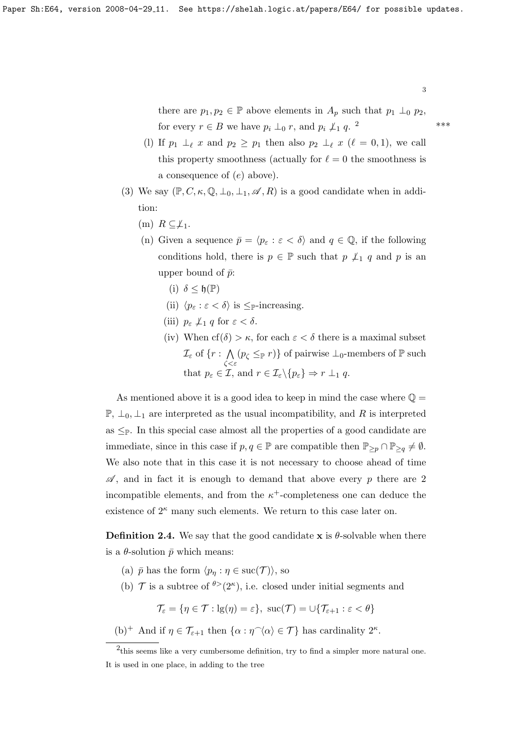there are $p_1, p_2 \in \mathbb{P}$ above elements in $A_p$ such that $p_1 \perp_0 p_2$, for every $r \in B$ we have $p_i \perp_0 r$, and $p_i \not\perp_1 q$. [2] ***

(l) If $p_1 \perp_\ell x$ and $p_2 \geq p_1$ then also $p_2 \perp_\ell x$ ($\ell = 0, 1$), we call this property smoothness (actually for $\ell = 0$ the smoothness is a consequence of $(e)$ above).

(3) We say $(\mathbb{P}, C, \kappa, \mathbb{Q}, \perp_0, \perp_1, \mathscr{A}, R)$ is a good candidate when in addition:

(m) $R \subseteq \not\perp_1$.

(n) Given a sequence $\bar{p} = \langle p_\varepsilon : \varepsilon < \delta \rangle$ and $q \in \mathbb{Q}$, if the following conditions hold, there is $p \in \mathbb{P}$ such that $p \not\perp_1 q$ and $p$ is an upper bound of $\bar{p}$:

(i) $\delta \leq \mathfrak{h}(\mathbb{P})$

(ii) $\langle p_\varepsilon : \varepsilon < \delta \rangle$ is $\leq_{\mathbb{P}}$-increasing.

(iii) $p_\varepsilon \not\perp_1 q$ for $\varepsilon < \delta$.

(iv) When $\mathrm{cf}(\delta) > \kappa$, for each $\varepsilon < \delta$ there is a maximal subset $\mathcal{I}_\varepsilon$ of $\{r : \bigwedge_{\zeta < \varepsilon} (p_\zeta \leq_{\mathbb{P}} r)\}$ of pairwise $\perp_0$-members of $\mathbb{P}$ such that $p_\varepsilon \in \mathcal{I}$, and $r \in \mathcal{I}_\varepsilon \backslash \{p_\varepsilon\} \Rightarrow r \perp_1 q$.

As mentioned above it is a good idea to keep in mind the case where $\mathbb{Q} = \mathbb{P}$, $\perp_0, \perp_1$ are interpreted as the usual incompatibility, and $R$ is interpreted as $\leq_{\mathbb{P}}$. In this special case almost all the properties of a good candidate are immediate, since in this case if $p, q \in \mathbb{P}$ are compatible then $\mathbb{P}_{\geq p} \cap \mathbb{P}_{\geq q} \neq \emptyset$. We also note that in this case it is not necessary to choose ahead of time $\mathscr{A}$, and in fact it is enough to demand that above every $p$ there are 2 incompatible elements, and from the $\kappa^+$-completeness one can deduce the existence of $2^\kappa$ many such elements. We return to this case later on.

**Definition 2.4.** We say that the good candidate $\mathbf{x}$ is $\theta$-solvable when there is a $\theta$-solution $\bar{p}$ which means:

(a) $\bar{p}$ has the form $\langle p_\eta : \eta \in \mathrm{suc}(\mathcal{T}) \rangle$, so

(b) $\mathcal{T}$ is a subtree of ${}^{\theta>}(2^\kappa)$, i.e. closed under initial segments and

$$\mathcal{T}_\varepsilon = \{\eta \in \mathcal{T} : \lg(\eta) = \varepsilon\},\ \mathrm{suc}(\mathcal{T}) = \cup\{\mathcal{T}_{\varepsilon+1} : \varepsilon < \theta\}$$

(b)$^+$ And if $\eta \in \mathcal{T}_{\varepsilon+1}$ then $\{\alpha : \eta^\frown\langle\alpha\rangle \in \mathcal{T}\}$ has cardinality $2^\kappa$.

---

[2] this seems like a very cumbersome definition, try to find a simpler more natural one. It is used in one place, in adding to the tree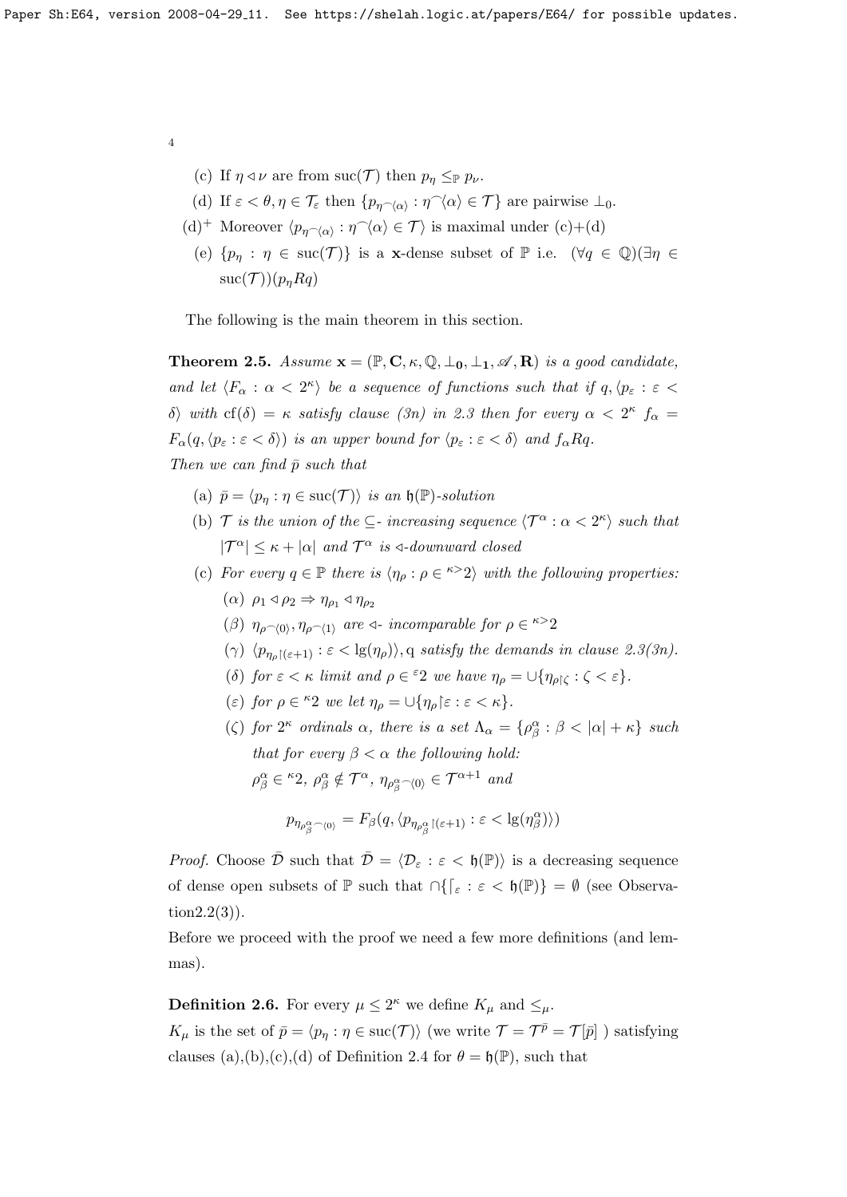(c) If $\eta \triangleleft \nu$ are from $\mathrm{suc}(\mathcal{T})$ then $p_\eta \leq_{\mathbb{P}} p_\nu$.

(d) If $\varepsilon < \theta, \eta \in \mathcal{T}_\varepsilon$ then $\{p_{\eta\frown\langle\alpha\rangle} : \eta\frown\langle\alpha\rangle \in \mathcal{T}\}$ are pairwise $\perp_0$.

(d)$^+$ Moreover $\langle p_{\eta\frown\langle\alpha\rangle} : \eta\frown\langle\alpha\rangle \in \mathcal{T}\rangle$ is maximal under (c)+(d)

(e) $\{p_\eta : \eta \in \mathrm{suc}(\mathcal{T})\}$ is a $\mathbf{x}$-dense subset of $\mathbb{P}$ i.e. $(\forall q \in \mathbb{Q})(\exists \eta \in \mathrm{suc}(\mathcal{T}))(p_\eta R q)$

The following is the main theorem in this section.

**Theorem 2.5.** *Assume $\mathbf{x} = (\mathbb{P}, \mathbf{C}, \kappa, \mathbb{Q}, \perp_\mathbf{0}, \perp_\mathbf{1}, \mathscr{A}, \mathbf{R})$ is a good candidate, and let $\langle F_\alpha : \alpha < 2^\kappa\rangle$ be a sequence of functions such that if $q, \langle p_\varepsilon : \varepsilon < \delta\rangle$ with $\mathrm{cf}(\delta) = \kappa$ satisfy clause (3n) in 2.3 then for every $\alpha < 2^\kappa$ $f_\alpha = F_\alpha(q, \langle p_\varepsilon : \varepsilon < \delta\rangle)$ is an upper bound for $\langle p_\varepsilon : \varepsilon < \delta\rangle$ and $f_\alpha R q$.*
*Then we can find $\bar{p}$ such that*

(a) *$\bar{p} = \langle p_\eta : \eta \in \mathrm{suc}(\mathcal{T})\rangle$ is an $\mathfrak{h}(\mathbb{P})$-solution*

(b) *$\mathcal{T}$ is the union of the $\subseteq$- increasing sequence $\langle \mathcal{T}^\alpha : \alpha < 2^\kappa\rangle$ such that $|\mathcal{T}^\alpha| \leq \kappa + |\alpha|$ and $\mathcal{T}^\alpha$ is $\triangleleft$-downward closed*

(c) *For every $q \in \mathbb{P}$ there is $\langle \eta_\rho : \rho \in {}^{\kappa>}2\rangle$ with the following properties:*

($\alpha$) *$\rho_1 \triangleleft \rho_2 \Rightarrow \eta_{\rho_1} \triangleleft \eta_{\rho_2}$*

($\beta$) *$\eta_{\rho\frown\langle 0\rangle}, \eta_{\rho\frown\langle 1\rangle}$ are $\triangleleft$- incomparable for $\rho \in {}^{\kappa>}2$*

($\gamma$) *$\langle p_{\eta_\rho\restriction(\varepsilon+1)} : \varepsilon < \mathrm{lg}(\eta_\rho)\rangle$, q satisfy the demands in clause 2.3(3n).*

($\delta$) *for $\varepsilon < \kappa$ limit and $\rho \in {}^{\varepsilon}2$ we have $\eta_\rho = \cup\{\eta_{\rho\restriction\zeta} : \zeta < \varepsilon\}$.*

($\varepsilon$) *for $\rho \in {}^{\kappa}2$ we let $\eta_\rho = \cup\{\eta_\rho\restriction\varepsilon : \varepsilon < \kappa\}$.*

($\zeta$) *for $2^\kappa$ ordinals $\alpha$, there is a set $\Lambda_\alpha = \{\rho^\alpha_\beta : \beta < |\alpha| + \kappa\}$ such that for every $\beta < \alpha$ the following hold:*
*$\rho^\alpha_\beta \in {}^{\kappa}2$, $\rho^\alpha_\beta \notin \mathcal{T}^\alpha$, $\eta_{\rho^\alpha_\beta\frown\langle 0\rangle} \in \mathcal{T}^{\alpha+1}$ and*

$$p_{\eta_{\rho^\alpha_\beta\frown\langle 0\rangle}} = F_\beta(q, \langle p_{\eta_{\rho^\alpha_\beta}\restriction(\varepsilon+1)} : \varepsilon < \mathrm{lg}(\eta^\alpha_\beta)\rangle)$$

*Proof.* Choose $\bar{\mathcal{D}}$ such that $\bar{\mathcal{D}} = \langle \mathcal{D}_\varepsilon : \varepsilon < \mathfrak{h}(\mathbb{P})\rangle$ is a decreasing sequence of dense open subsets of $\mathbb{P}$ such that $\cap\{\lceil_\varepsilon : \varepsilon < \mathfrak{h}(\mathbb{P})\} = \emptyset$ (see Observation2.2(3)).
Before we proceed with the proof we need a few more definitions (and lemmas).

**Definition 2.6.** For every $\mu \leq 2^\kappa$ we define $K_\mu$ and $\leq_\mu$.
$K_\mu$ is the set of $\bar{p} = \langle p_\eta : \eta \in \mathrm{suc}(\mathcal{T})\rangle$ (we write $\mathcal{T} = \mathcal{T}^{\bar{p}} = \mathcal{T}[\bar{p}]$ ) satisfying clauses (a),(b),(c),(d) of Definition 2.4 for $\theta = \mathfrak{h}(\mathbb{P})$, such that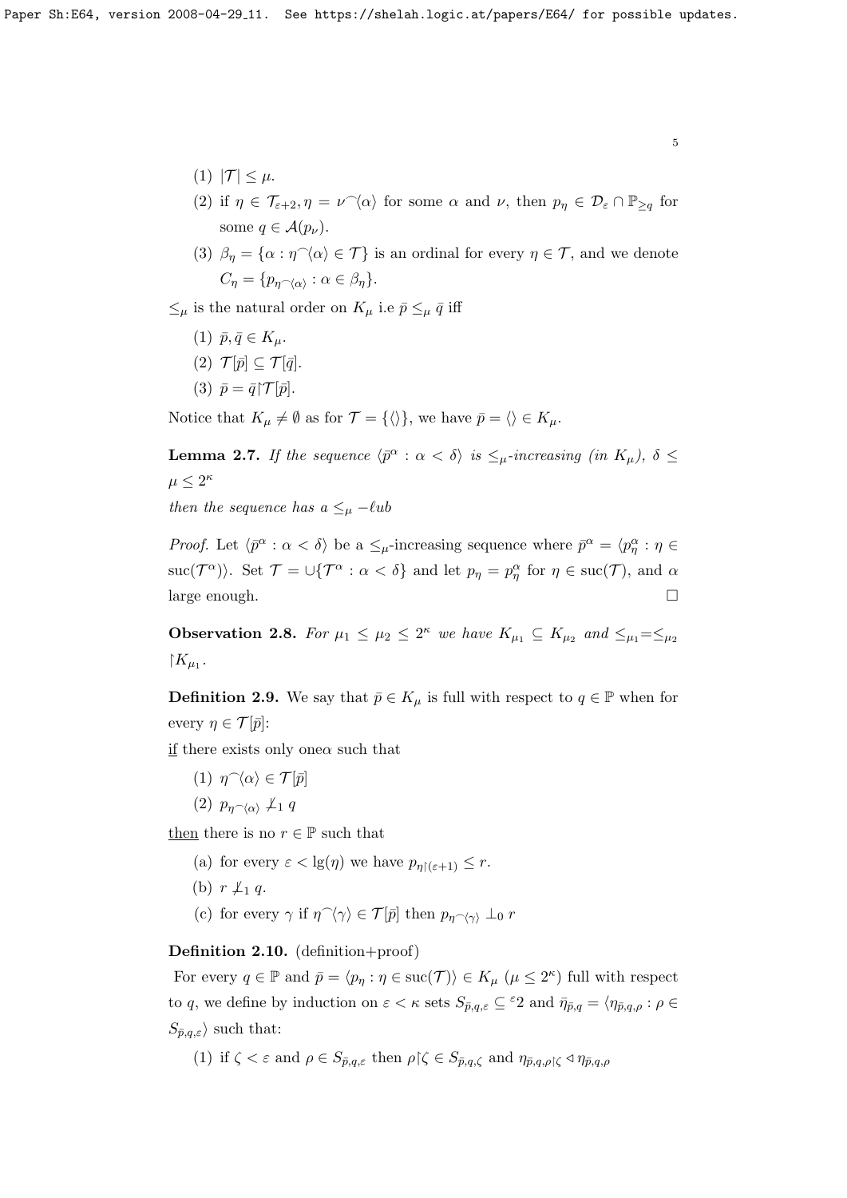(1) $|\mathcal{T}| \le \mu$.

(2) if $\eta \in \mathcal{T}_{\varepsilon+2}, \eta = \nu^\frown\langle\alpha\rangle$ for some $\alpha$ and $\nu$, then $p_\eta \in \mathcal{D}_\varepsilon \cap \mathbb{P}_{\ge q}$ for some $q \in \mathcal{A}(p_\nu)$.

(3) $\beta_\eta = \{\alpha : \eta^\frown\langle\alpha\rangle \in \mathcal{T}\}$ is an ordinal for every $\eta \in \mathcal{T}$, and we denote $C_\eta = \{p_{\eta^\frown\langle\alpha\rangle} : \alpha \in \beta_\eta\}$.

$\le_\mu$ is the natural order on $K_\mu$ i.e $\bar{p} \le_\mu \bar{q}$ iff

(1) $\bar{p}, \bar{q} \in K_\mu$.

(2) $\mathcal{T}[\bar{p}] \subseteq \mathcal{T}[\bar{q}]$.

(3) $\bar{p} = \bar{q}\restriction\mathcal{T}[\bar{p}]$.

Notice that $K_\mu \ne \emptyset$ as for $\mathcal{T} = \{\langle\rangle\}$, we have $\bar{p} = \langle\rangle \in K_\mu$.

**Lemma 2.7.** *If the sequence $\langle\bar{p}^\alpha : \alpha < \delta\rangle$ is $\le_\mu$-increasing (in $K_\mu$), $\delta \le \mu \le 2^\kappa$*

*then the sequence has a $\le_\mu -\ell ub$*

*Proof.* Let $\langle\bar{p}^\alpha : \alpha < \delta\rangle$ be a $\le_\mu$-increasing sequence where $\bar{p}^\alpha = \langle p^\alpha_\eta : \eta \in \operatorname{suc}(\mathcal{T}^\alpha)\rangle$. Set $\mathcal{T} = \cup\{\mathcal{T}^\alpha : \alpha < \delta\}$ and let $p_\eta = p^\alpha_\eta$ for $\eta \in \operatorname{suc}(\mathcal{T})$, and $\alpha$ large enough. $\square$

**Observation 2.8.** *For $\mu_1 \le \mu_2 \le 2^\kappa$ we have $K_{\mu_1} \subseteq K_{\mu_2}$ and $\le_{\mu_1} = \le_{\mu_2} \restriction K_{\mu_1}$.*

**Definition 2.9.** We say that $\bar{p} \in K_\mu$ is full with respect to $q \in \mathbb{P}$ when for every $\eta \in \mathcal{T}[\bar{p}]$:

<u>if</u> there exists only one$\alpha$ such that

(1) $\eta^\frown\langle\alpha\rangle \in \mathcal{T}[\bar{p}]$

(2) $p_{\eta^\frown\langle\alpha\rangle} \not\le_1 q$

<u>then</u> there is no $r \in \mathbb{P}$ such that

(a) for every $\varepsilon < \lg(\eta)$ we have $p_{\eta\restriction(\varepsilon+1)} \le r$.

(b) $r \not\le_1 q$.

(c) for every $\gamma$ if $\eta^\frown\langle\gamma\rangle \in \mathcal{T}[\bar{p}]$ then $p_{\eta^\frown\langle\gamma\rangle} \perp_0 r$

**Definition 2.10.** (definition+proof)

For every $q \in \mathbb{P}$ and $\bar{p} = \langle p_\eta : \eta \in \operatorname{suc}(\mathcal{T})\rangle \in K_\mu$ ($\mu \le 2^\kappa$) full with respect to $q$, we define by induction on $\varepsilon < \kappa$ sets $S_{\bar{p},q,\varepsilon} \subseteq {}^\varepsilon 2$ and $\bar{\eta}_{\bar{p},q} = \langle\eta_{\bar{p},q,\rho} : \rho \in S_{\bar{p},q,\varepsilon}\rangle$ such that:

(1) if $\zeta < \varepsilon$ and $\rho \in S_{\bar{p},q,\varepsilon}$ then $\rho\restriction\zeta \in S_{\bar{p},q,\zeta}$ and $\eta_{\bar{p},q,\rho\restriction\zeta} \triangleleft \eta_{\bar{p},q,\rho}$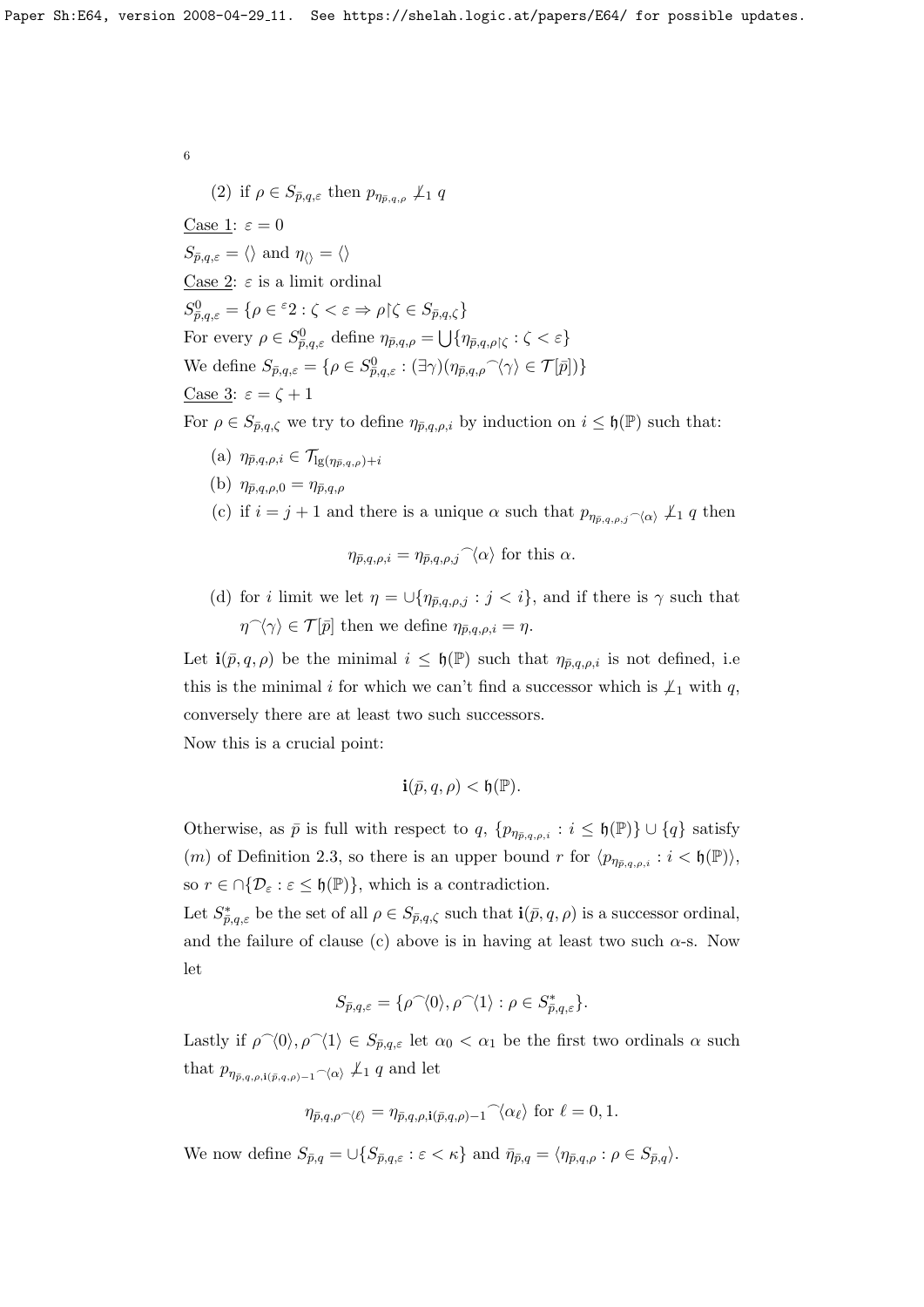(2) if $\rho \in S_{\bar{p},q,\varepsilon}$ then $p_{\eta_{\bar{p},q,\rho}} \not\leq_1 q$

Case 1: $\varepsilon = 0$

$S_{\bar{p},q,\varepsilon} = \langle\rangle$ and $\eta_{\langle\rangle} = \langle\rangle$

Case 2: $\varepsilon$ is a limit ordinal

$S^0_{\bar{p},q,\varepsilon} = \{\rho \in {}^\varepsilon 2 : \zeta < \varepsilon \Rightarrow \rho{\restriction}\zeta \in S_{\bar{p},q,\zeta}\}$

For every $\rho \in S^0_{\bar{p},q,\varepsilon}$ define $\eta_{\bar{p},q,\rho} = \bigcup\{\eta_{\bar{p},q,\rho\restriction\zeta} : \zeta < \varepsilon\}$

We define $S_{\bar{p},q,\varepsilon} = \{\rho \in S^0_{\bar{p},q,\varepsilon} : (\exists\gamma)(\eta_{\bar{p},q,\rho}{}^\frown\langle\gamma\rangle \in \mathcal{T}[\bar{p}])\}$

Case 3: $\varepsilon = \zeta + 1$

For $\rho \in S_{\bar{p},q,\zeta}$ we try to define $\eta_{\bar{p},q,\rho,i}$ by induction on $i \leq \mathfrak{h}(\mathbb{P})$ such that:

(a) $\eta_{\bar{p},q,\rho,i} \in \mathcal{T}_{\lg(\eta_{\bar{p},q,\rho})+i}$

(b) $\eta_{\bar{p},q,\rho,0} = \eta_{\bar{p},q,\rho}$

(c) if $i = j+1$ and there is a unique $\alpha$ such that $p_{\eta_{\bar{p},q,\rho,j}{}^\frown\langle\alpha\rangle} \not\leq_1 q$ then

$$\eta_{\bar{p},q,\rho,i} = \eta_{\bar{p},q,\rho,j}{}^\frown\langle\alpha\rangle \text{ for this } \alpha.$$

(d) for $i$ limit we let $\eta = \cup\{\eta_{\bar{p},q,\rho,j} : j < i\}$, and if there is $\gamma$ such that $\eta^\frown\langle\gamma\rangle \in \mathcal{T}[\bar{p}]$ then we define $\eta_{\bar{p},q,\rho,i} = \eta$.

Let $\mathbf{i}(\bar{p},q,\rho)$ be the minimal $i \leq \mathfrak{h}(\mathbb{P})$ such that $\eta_{\bar{p},q,\rho,i}$ is not defined, i.e this is the minimal $i$ for which we can't find a successor which is $\not\leq_1$ with $q$, conversely there are at least two such successors.

Now this is a crucial point:

$$\mathbf{i}(\bar{p},q,\rho) < \mathfrak{h}(\mathbb{P}).$$

Otherwise, as $\bar{p}$ is full with respect to $q$, $\{p_{\eta_{\bar{p},q,\rho,i}} : i \leq \mathfrak{h}(\mathbb{P})\} \cup \{q\}$ satisfy $(m)$ of Definition 2.3, so there is an upper bound $r$ for $\langle p_{\eta_{\bar{p},q,\rho,i}} : i < \mathfrak{h}(\mathbb{P})\rangle$, so $r \in \cap\{\mathcal{D}_\varepsilon : \varepsilon \leq \mathfrak{h}(\mathbb{P})\}$, which is a contradiction.

Let $S^*_{\bar{p},q,\varepsilon}$ be the set of all $\rho \in S_{\bar{p},q,\zeta}$ such that $\mathbf{i}(\bar{p},q,\rho)$ is a successor ordinal, and the failure of clause (c) above is in having at least two such $\alpha$-s. Now let

$$S_{\bar{p},q,\varepsilon} = \{\rho^\frown\langle 0\rangle, \rho^\frown\langle 1\rangle : \rho \in S^*_{\bar{p},q,\varepsilon}\}.$$

Lastly if $\rho^\frown\langle 0\rangle, \rho^\frown\langle 1\rangle \in S_{\bar{p},q,\varepsilon}$ let $\alpha_0 < \alpha_1$ be the first two ordinals $\alpha$ such that $p_{\eta_{\bar{p},q,\rho,\mathbf{i}(\bar{p},q,\rho)-1}{}^\frown\langle\alpha\rangle} \not\leq_1 q$ and let

$$\eta_{\bar{p},q,\rho^\frown\langle\ell\rangle} = \eta_{\bar{p},q,\rho,\mathbf{i}(\bar{p},q,\rho)-1}{}^\frown\langle\alpha_\ell\rangle \text{ for } \ell = 0,1.$$

We now define $S_{\bar{p},q} = \cup\{S_{\bar{p},q,\varepsilon} : \varepsilon < \kappa\}$ and $\bar{\eta}_{\bar{p},q} = \langle\eta_{\bar{p},q,\rho} : \rho \in S_{\bar{p},q}\rangle$.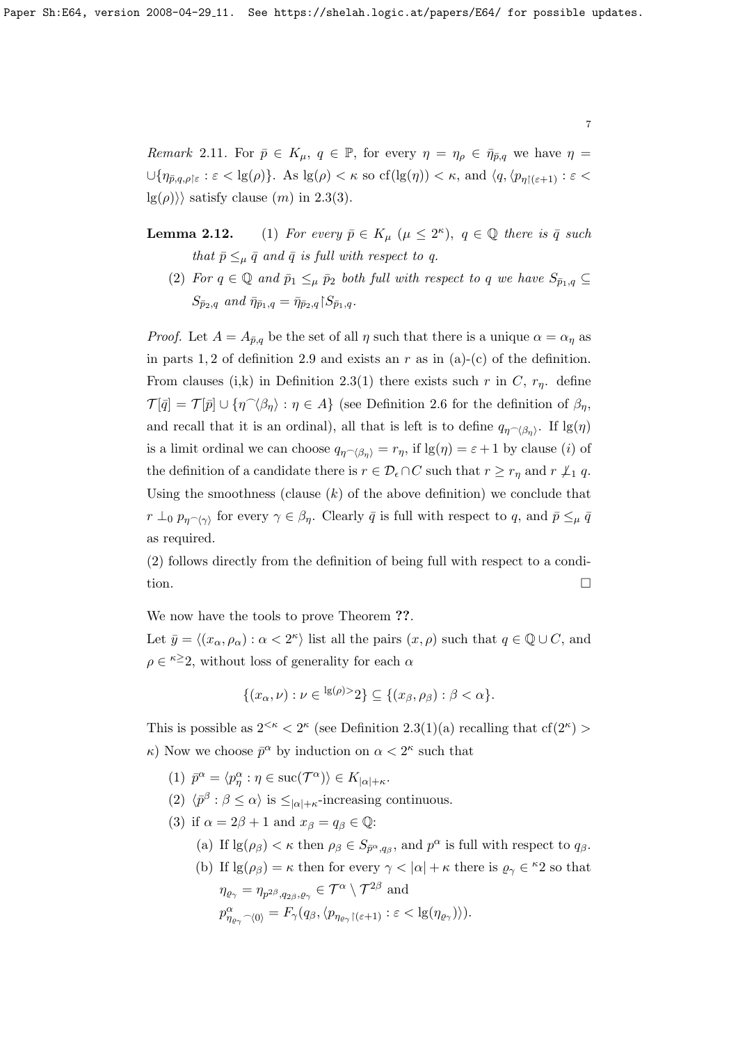*Remark* 2.11. For $\bar{p} \in K_\mu$, $q \in \mathbb{P}$, for every $\eta = \eta_\rho \in \bar{\eta}_{\bar{p},q}$ we have $\eta = \cup\{\eta_{\bar{p},q,\rho\restriction\varepsilon} : \varepsilon < \lg(\rho)\}$. As $\lg(\rho) < \kappa$ so $\mathrm{cf}(\lg(\eta)) < \kappa$, and $\langle q, \langle p_{\eta\restriction(\varepsilon+1)} : \varepsilon < \lg(\rho)\rangle\rangle$ satisfy clause $(m)$ in 2.3(3).

**Lemma 2.12.** (1) *For every $\bar{p} \in K_\mu$ $(\mu \leq 2^\kappa)$, $q \in \mathbb{Q}$ there is $\bar{q}$ such that $\bar{p} \leq_\mu \bar{q}$ and $\bar{q}$ is full with respect to $q$.*

(2) *For $q \in \mathbb{Q}$ and $\bar{p}_1 \leq_\mu \bar{p}_2$ both full with respect to $q$ we have $S_{\bar{p}_1,q} \subseteq S_{\bar{p}_2,q}$ and $\bar{\eta}_{\bar{p}_1,q} = \bar{\eta}_{\bar{p}_2,q}\restriction S_{\bar{p}_1,q}$.*

*Proof.* Let $A = A_{\bar{p},q}$ be the set of all $\eta$ such that there is a unique $\alpha = \alpha_\eta$ as in parts $1, 2$ of definition 2.9 and exists an $r$ as in (a)-(c) of the definition. From clauses (i,k) in Definition 2.3(1) there exists such $r$ in $C$, $r_\eta$. define $\mathcal{T}[\bar{q}] = \mathcal{T}[\bar{p}] \cup \{\eta^\frown\langle\beta_\eta\rangle : \eta \in A\}$ (see Definition 2.6 for the definition of $\beta_\eta$, and recall that it is an ordinal), all that is left is to define $q_{\eta^\frown\langle\beta_\eta\rangle}$. If $\lg(\eta)$ is a limit ordinal we can choose $q_{\eta^\frown\langle\beta_\eta\rangle} = r_\eta$, if $\lg(\eta) = \varepsilon + 1$ by clause $(i)$ of the definition of a candidate there is $r \in \mathcal{D}_\epsilon \cap C$ such that $r \geq r_\eta$ and $r \not\perp_1 q$. Using the smoothness (clause $(k)$ of the above definition) we conclude that $r \perp_0 p_{\eta^\frown\langle\gamma\rangle}$ for every $\gamma \in \beta_\eta$. Clearly $\bar{q}$ is full with respect to $q$, and $\bar{p} \leq_\mu \bar{q}$ as required.

(2) follows directly from the definition of being full with respect to a condition. $\square$

We now have the tools to prove Theorem **??**.

Let $\bar{y} = \langle(x_\alpha, \rho_\alpha) : \alpha < 2^\kappa\rangle$ list all the pairs $(x, \rho)$ such that $q \in \mathbb{Q} \cup C$, and $\rho \in {}^{\kappa\geq}2$, without loss of generality for each $\alpha$

$$\{(x_\alpha, \nu) : \nu \in {}^{\lg(\rho)>}2\} \subseteq \{(x_\beta, \rho_\beta) : \beta < \alpha\}.$$

This is possible as $2^{<\kappa} < 2^\kappa$ (see Definition 2.3(1)(a) recalling that $\mathrm{cf}(2^\kappa) > \kappa$) Now we choose $\bar{p}^\alpha$ by induction on $\alpha < 2^\kappa$ such that

(1) $\bar{p}^\alpha = \langle p^\alpha_\eta : \eta \in \mathrm{suc}(\mathcal{T}^\alpha)\rangle \in K_{|\alpha|+\kappa}$.

(2) $\langle\bar{p}^\beta : \beta \leq \alpha\rangle$ is $\leq_{|\alpha|+\kappa}$-increasing continuous.

(3) if $\alpha = 2\beta + 1$ and $x_\beta = q_\beta \in \mathbb{Q}$:

  (a) If $\lg(\rho_\beta) < \kappa$ then $\rho_\beta \in S_{\bar{p}^\alpha, q_\beta}$, and $p^\alpha$ is full with respect to $q_\beta$.

  (b) If $\lg(\rho_\beta) = \kappa$ then for every $\gamma < |\alpha| + \kappa$ there is $\varrho_\gamma \in {}^\kappa 2$ so that $\eta_{\varrho_\gamma} = \eta_{p^{2\beta}, q_{2\beta}, \varrho_\gamma} \in \mathcal{T}^\alpha \setminus \mathcal{T}^{2\beta}$ and $p^\alpha_{\eta_{\varrho_\gamma}{}^\frown\langle 0\rangle} = F_\gamma(q_\beta, \langle p_{\eta_{\varrho_\gamma}\restriction(\varepsilon+1)} : \varepsilon < \lg(\eta_{\varrho_\gamma})\rangle)$.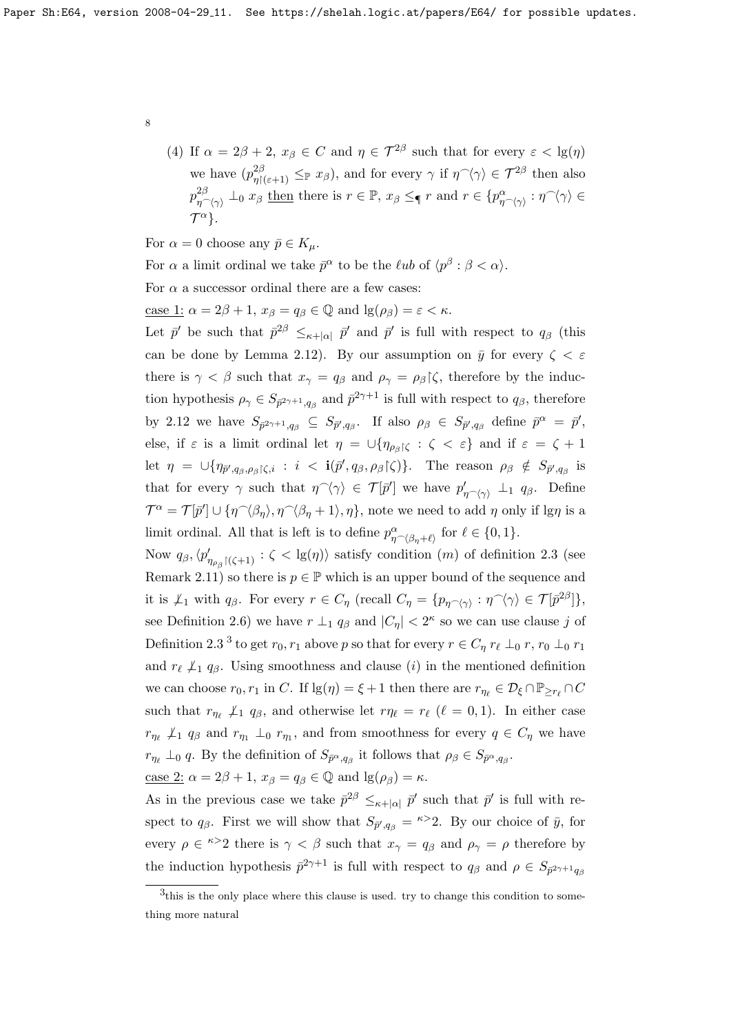(4) If $\alpha = 2\beta + 2$, $x_\beta \in C$ and $\eta \in \mathcal{T}^{2\beta}$ such that for every $\varepsilon < \lg(\eta)$ we have $(p^{2\beta}_{\eta \restriction (\varepsilon+1)} \leq_{\mathbb{P}} x_\beta)$, and for every $\gamma$ if $\eta^\frown\langle\gamma\rangle \in \mathcal{T}^{2\beta}$ then also $p^{2\beta}_{\eta^\frown\langle\gamma\rangle} \perp_0 x_\beta$ then there is $r \in \mathbb{P}$, $x_\beta \leq_\P r$ and $r \in \{p^\alpha_{\eta^\frown\langle\gamma\rangle} : \eta^\frown\langle\gamma\rangle \in \mathcal{T}^\alpha\}$.

For $\alpha = 0$ choose any $\bar{p} \in K_\mu$.

For $\alpha$ a limit ordinal we take $\bar{p}^\alpha$ to be the $\ell ub$ of $\langle p^\beta : \beta < \alpha\rangle$.

For $\alpha$ a successor ordinal there are a few cases:

case 1: $\alpha = 2\beta + 1$, $x_\beta = q_\beta \in \mathbb{Q}$ and $\lg(\rho_\beta) = \varepsilon < \kappa$.

Let $\bar{p}'$ be such that $\bar{p}^{2\beta} \leq_{\kappa+|\alpha|} \bar{p}'$ and $\bar{p}'$ is full with respect to $q_\beta$ (this can be done by Lemma 2.12). By our assumption on $\bar{y}$ for every $\zeta < \varepsilon$ there is $\gamma < \beta$ such that $x_\gamma = q_\beta$ and $\rho_\gamma = \rho_\beta \restriction \zeta$, therefore by the induction hypothesis $\rho_\gamma \in S_{\bar{p}^{2\gamma+1}, q_\beta}$ and $\bar{p}^{2\gamma+1}$ is full with respect to $q_\beta$, therefore by 2.12 we have $S_{\bar{p}^{2\gamma+1}, q_\beta} \subseteq S_{\bar{p}', q_\beta}$. If also $\rho_\beta \in S_{\bar{p}', q_\beta}$ define $\bar{p}^\alpha = \bar{p}'$, else, if $\varepsilon$ is a limit ordinal let $\eta = \cup\{\eta_{\rho_\beta \restriction \zeta} : \zeta < \varepsilon\}$ and if $\varepsilon = \zeta + 1$ let $\eta = \cup\{\eta_{\bar{p}', q_\beta, \rho_\beta \restriction \zeta, i} : i < \mathbf{i}(\bar{p}', q_\beta, \rho_\beta \restriction \zeta)\}$. The reason $\rho_\beta \notin S_{\bar{p}', q_\beta}$ is that for every $\gamma$ such that $\eta^\frown\langle\gamma\rangle \in \mathcal{T}[\bar{p}']$ we have $p'_{\eta^\frown\langle\gamma\rangle} \perp_1 q_\beta$. Define $\mathcal{T}^\alpha = \mathcal{T}[\bar{p}'] \cup \{\eta^\frown\langle\beta_\eta\rangle, \eta^\frown\langle\beta_\eta + 1\rangle, \eta\}$, note we need to add $\eta$ only if $\lg\eta$ is a limit ordinal. All that is left is to define $p^\alpha_{\eta^\frown\langle\beta_\eta + \ell\rangle}$ for $\ell \in \{0, 1\}$.

Now $q_\beta, \langle p'_{\eta_{\rho_\beta} \restriction (\zeta+1)} : \zeta < \lg(\eta)\rangle$ satisfy condition $(m)$ of definition 2.3 (see Remark 2.11) so there is $p \in \mathbb{P}$ which is an upper bound of the sequence and it is $\not\perp_1$ with $q_\beta$. For every $r \in C_\eta$ (recall $C_\eta = \{p_{\eta^\frown\langle\gamma\rangle} : \eta^\frown\langle\gamma\rangle \in \mathcal{T}[\bar{p}^{2\beta}]\}$, see Definition 2.6) we have $r \perp_1 q_\beta$ and $|C_\eta| < 2^\kappa$ so we can use clause $j$ of Definition 2.3 [3] to get $r_0, r_1$ above $p$ so that for every $r \in C_\eta$ $r_\ell \perp_0 r$, $r_0 \perp_0 r_1$ and $r_\ell \not\perp_1 q_\beta$. Using smoothness and clause $(i)$ in the mentioned definition we can choose $r_0, r_1$ in $C$. If $\lg(\eta) = \xi + 1$ then there are $r_{\eta_\ell} \in \mathcal{D}_\xi \cap \mathbb{P}_{\geq r_\ell} \cap C$ such that $r_{\eta_\ell} \not\perp_1 q_\beta$, and otherwise let $r\eta_\ell = r_\ell$ $(\ell = 0, 1)$. In either case $r_{\eta_\ell} \not\perp_1 q_\beta$ and $r_{\eta_1} \perp_0 r_{\eta_1}$, and from smoothness for every $q \in C_\eta$ we have $r_{\eta_\ell} \perp_0 q$. By the definition of $S_{\bar{p}^\alpha, q_\beta}$ it follows that $\rho_\beta \in S_{\bar{p}^\alpha, q_\beta}$.

case 2: $\alpha = 2\beta + 1$, $x_\beta = q_\beta \in \mathbb{Q}$ and $\lg(\rho_\beta) = \kappa$.

As in the previous case we take $\bar{p}^{2\beta} \leq_{\kappa+|\alpha|} \bar{p}'$ such that $\bar{p}'$ is full with respect to $q_\beta$. First we will show that $S_{\bar{p}', q_\beta} = {}^{\kappa>}2$. By our choice of $\bar{y}$, for every $\rho \in {}^{\kappa>}2$ there is $\gamma < \beta$ such that $x_\gamma = q_\beta$ and $\rho_\gamma = \rho$ therefore by the induction hypothesis $\bar{p}^{2\gamma+1}$ is full with respect to $q_\beta$ and $\rho \in S_{\bar{p}^{2\gamma+1} q_\beta}$

[3] this is the only place where this clause is used. try to change this condition to something more natural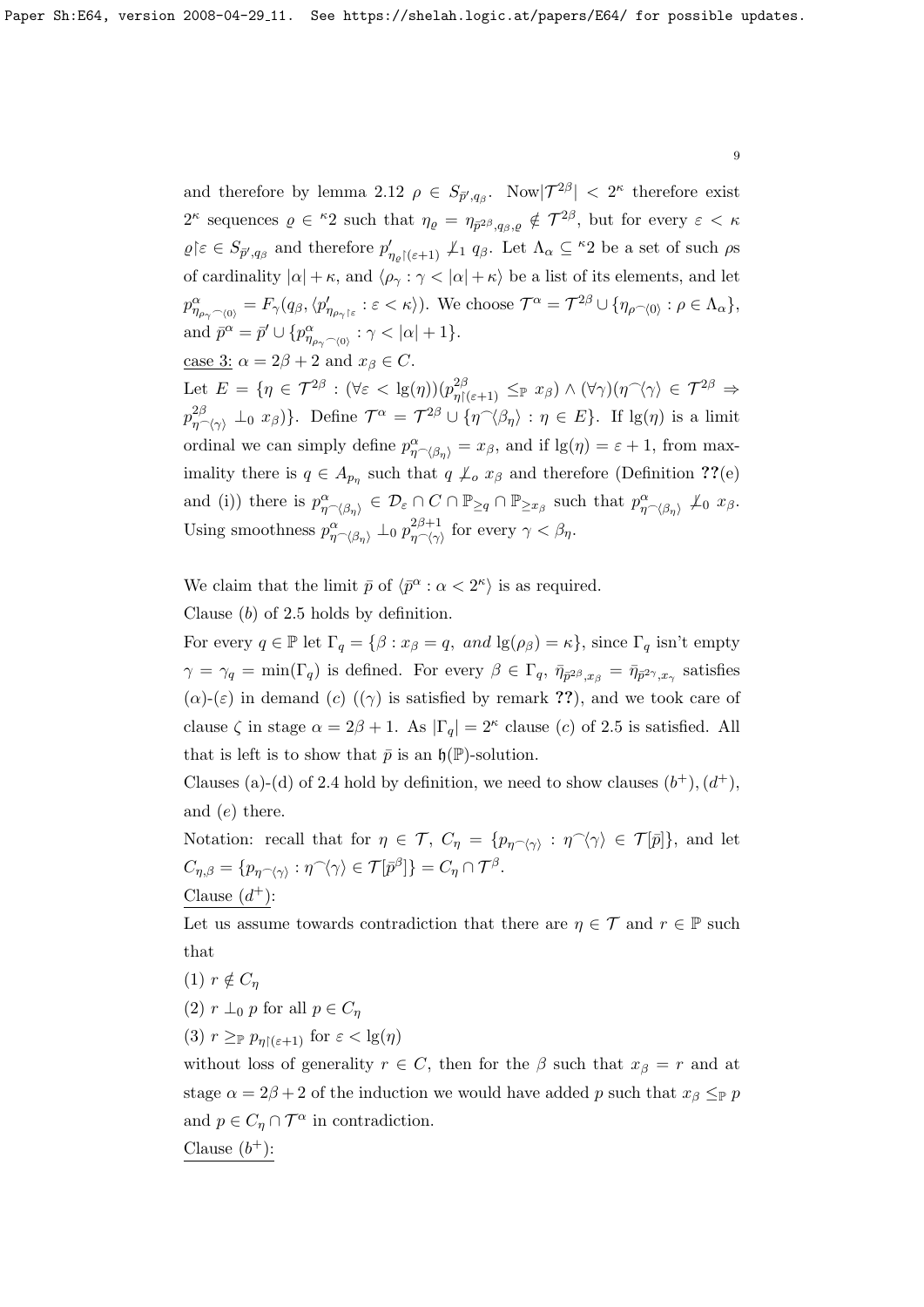and therefore by lemma 2.12 $\rho \in S_{\bar{p}',q_\beta}$. Now $|\mathcal{T}^{2\beta}| < 2^\kappa$ therefore exist $2^\kappa$ sequences $\varrho \in {}^\kappa 2$ such that $\eta_\varrho = \eta_{\bar{p}^{2\beta},q_\beta,\varrho} \notin \mathcal{T}^{2\beta}$, but for every $\varepsilon < \kappa$ $\varrho{\restriction}\varepsilon \in S_{\bar{p}',q_\beta}$ and therefore $p'_{\eta_\varrho{\restriction}(\varepsilon+1)} \not\perp_1 q_\beta$. Let $\Lambda_\alpha \subseteq {}^\kappa 2$ be a set of such $\rho$s of cardinality $|\alpha| + \kappa$, and $\langle \rho_\gamma : \gamma < |\alpha| + \kappa \rangle$ be a list of its elements, and let $p^\alpha_{\eta_{\rho_\gamma}{}^\frown\langle 0\rangle} = F_\gamma(q_\beta, \langle p'_{\eta_{\rho_\gamma{\restriction}\varepsilon}} : \varepsilon < \kappa\rangle)$. We choose $\mathcal{T}^\alpha = \mathcal{T}^{2\beta} \cup \{\eta_{\rho^\frown\langle 0\rangle} : \rho \in \Lambda_\alpha\}$, and $\bar{p}^\alpha = \bar{p}' \cup \{p^\alpha_{\eta_{\rho_\gamma}{}^\frown\langle 0\rangle} : \gamma < |\alpha| + 1\}$.

case 3: $\alpha = 2\beta + 2$ and $x_\beta \in C$.

Let $E = \{\eta \in \mathcal{T}^{2\beta} : (\forall \varepsilon < \lg(\eta))(p^{2\beta}_{\eta{\restriction}(\varepsilon+1)} \leq_{\mathbb{P}} x_\beta) \wedge (\forall \gamma)(\eta^\frown\langle\gamma\rangle \in \mathcal{T}^{2\beta} \Rightarrow p^{2\beta}_{\eta^\frown\langle\gamma\rangle} \perp_0 x_\beta)\}$. Define $\mathcal{T}^\alpha = \mathcal{T}^{2\beta} \cup \{\eta^\frown\langle\beta_\eta\rangle : \eta \in E\}$. If $\lg(\eta)$ is a limit ordinal we can simply define $p^\alpha_{\eta^\frown\langle\beta_\eta\rangle} = x_\beta$, and if $\lg(\eta) = \varepsilon + 1$, from maximality there is $q \in A_{p_\eta}$ such that $q \not\perp_o x_\beta$ and therefore (Definition **??**(e) and (i)) there is $p^\alpha_{\eta^\frown\langle\beta_\eta\rangle} \in \mathcal{D}_\varepsilon \cap C \cap \mathbb{P}_{\geq q} \cap \mathbb{P}_{\geq x_\beta}$ such that $p^\alpha_{\eta^\frown\langle\beta_\eta\rangle} \not\perp_0 x_\beta$. Using smoothness $p^\alpha_{\eta^\frown\langle\beta_\eta\rangle} \perp_0 p^{2\beta+1}_{\eta^\frown\langle\gamma\rangle}$ for every $\gamma < \beta_\eta$.

We claim that the limit $\bar{p}$ of $\langle \bar{p}^\alpha : \alpha < 2^\kappa\rangle$ is as required.

Clause $(b)$ of 2.5 holds by definition.

For every $q \in \mathbb{P}$ let $\Gamma_q = \{\beta : x_\beta = q,\ and\ \lg(\rho_\beta) = \kappa\}$, since $\Gamma_q$ isn't empty $\gamma = \gamma_q = \min(\Gamma_q)$ is defined. For every $\beta \in \Gamma_q$, $\bar{\eta}_{\bar{p}^{2\beta},x_\beta} = \bar{\eta}_{\bar{p}^{2\gamma},x_\gamma}$ satisfies $(\alpha)$-$(\varepsilon)$ in demand $(c)$ ($(\gamma)$ is satisfied by remark **??**), and we took care of clause $\zeta$ in stage $\alpha = 2\beta + 1$. As $|\Gamma_q| = 2^\kappa$ clause $(c)$ of 2.5 is satisfied. All that is left is to show that $\bar{p}$ is an $\mathfrak{h}(\mathbb{P})$-solution.

Clauses (a)-(d) of 2.4 hold by definition, we need to show clauses $(b^+)$, $(d^+)$, and $(e)$ there.

Notation: recall that for $\eta \in \mathcal{T}$, $C_\eta = \{p_{\eta^\frown\langle\gamma\rangle} : \eta^\frown\langle\gamma\rangle \in \mathcal{T}[\bar{p}]\}$, and let $C_{\eta,\beta} = \{p_{\eta^\frown\langle\gamma\rangle} : \eta^\frown\langle\gamma\rangle \in \mathcal{T}[\bar{p}^\beta]\} = C_\eta \cap \mathcal{T}^\beta$.

Clause $(d^+)$:

Let us assume towards contradiction that there are $\eta \in \mathcal{T}$ and $r \in \mathbb{P}$ such that

(1) $r \notin C_\eta$

(2) $r \perp_0 p$ for all $p \in C_\eta$

(3) $r \geq_{\mathbb{P}} p_{\eta{\restriction}(\varepsilon+1)}$ for $\varepsilon < \lg(\eta)$

without loss of generality $r \in C$, then for the $\beta$ such that $x_\beta = r$ and at stage $\alpha = 2\beta + 2$ of the induction we would have added $p$ such that $x_\beta \leq_{\mathbb{P}} p$ and $p \in C_\eta \cap \mathcal{T}^\alpha$ in contradiction.

Clause $(b^+)$: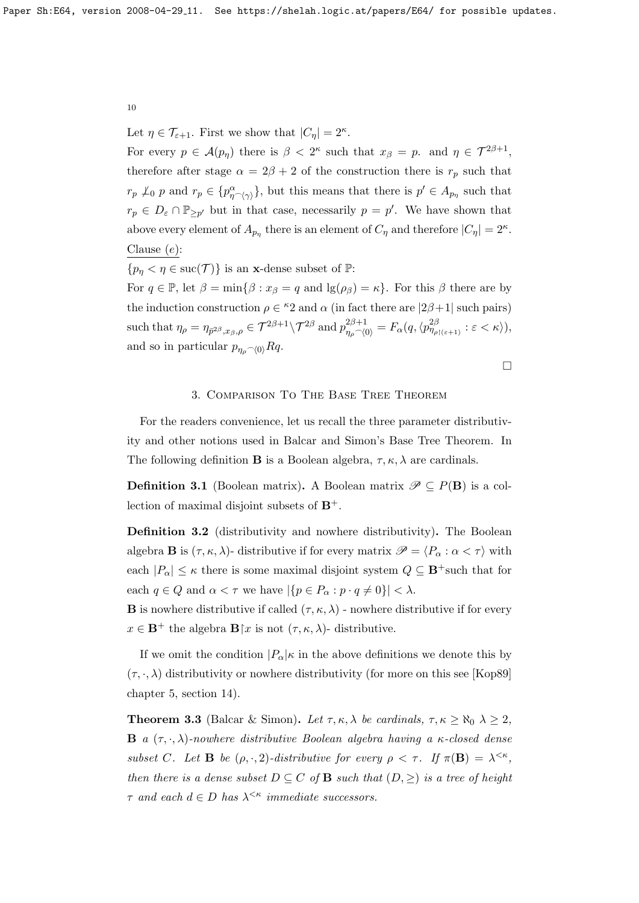Let $\eta \in \mathcal{T}_{\varepsilon+1}$. First we show that $|C_\eta| = 2^\kappa$.

For every $p \in \mathcal{A}(p_\eta)$ there is $\beta < 2^\kappa$ such that $x_\beta = p$. and $\eta \in \mathcal{T}^{2\beta+1}$, therefore after stage $\alpha = 2\beta + 2$ of the construction there is $r_p$ such that $r_p \not\perp_0 p$ and $r_p \in \{p^\alpha_{\eta^\frown\langle\gamma\rangle}\}$, but this means that there is $p' \in A_{p_\eta}$ such that $r_p \in D_\varepsilon \cap \mathbb{P}_{\geq p'}$ but in that case, necessarily $p = p'$. We have shown that above every element of $A_{p_\eta}$ there is an element of $C_\eta$ and therefore $|C_\eta| = 2^\kappa$.

<u>Clause $(e)$</u>:

$\{p_\eta < \eta \in \mathrm{suc}(\mathcal{T})\}$ is an $\mathbf{x}$-dense subset of $\mathbb{P}$:

For $q \in \mathbb{P}$, let $\beta = \min\{\beta : x_\beta = q \text{ and } \lg(\rho_\beta) = \kappa\}$. For this $\beta$ there are by the induction construction $\rho \in {}^\kappa 2$ and $\alpha$ (in fact there are $|2\beta+1|$ such pairs) such that $\eta_\rho = \eta_{\bar{p}^{2\beta}, x_\beta, \rho} \in \mathcal{T}^{2\beta+1} \setminus \mathcal{T}^{2\beta}$ and $p^{2\beta+1}_{\eta_\rho{}^\frown\langle 0\rangle} = F_\alpha(q, \langle p^{2\beta}_{\eta_\rho \restriction (\varepsilon+1)} : \varepsilon < \kappa\rangle)$, and so in particular $p_{\eta_\rho{}^\frown\langle 0\rangle} R q$.

$\square$

## 3. Comparison To The Base Tree Theorem

For the readers convenience, let us recall the three parameter distributivity and other notions used in Balcar and Simon's Base Tree Theorem. In The following definition $\mathbf{B}$ is a Boolean algebra, $\tau, \kappa, \lambda$ are cardinals.

**Definition 3.1** (Boolean matrix)**.** A Boolean matrix $\mathscr{P} \subseteq P(\mathbf{B})$ is a collection of maximal disjoint subsets of $\mathbf{B}^+$.

**Definition 3.2** (distributivity and nowhere distributivity)**.** The Boolean algebra $\mathbf{B}$ is $(\tau, \kappa, \lambda)$- distributive if for every matrix $\mathscr{P} = \langle P_\alpha : \alpha < \tau\rangle$ with each $|P_\alpha| \leq \kappa$ there is some maximal disjoint system $Q \subseteq \mathbf{B}^+$such that for each $q \in Q$ and $\alpha < \tau$ we have $|\{p \in P_\alpha : p \cdot q \neq 0\}| < \lambda$.

$\mathbf{B}$ is nowhere distributive if called $(\tau, \kappa, \lambda)$ - nowhere distributive if for every $x \in \mathbf{B}^+$ the algebra $\mathbf{B}\restriction x$ is not $(\tau, \kappa, \lambda)$- distributive.

If we omit the condition $|P_\alpha|\kappa$ in the above definitions we denote this by $(\tau, \cdot, \lambda)$ distributivity or nowhere distributivity (for more on this see [Kop89] chapter 5, section 14).

**Theorem 3.3** (Balcar & Simon)**.** *Let $\tau, \kappa, \lambda$ be cardinals, $\tau, \kappa \geq \aleph_0$ $\lambda \geq 2$, $\mathbf{B}$ a $(\tau, \cdot, \lambda)$-nowhere distributive Boolean algebra having a $\kappa$-closed dense subset $C$. Let $\mathbf{B}$ be $(\rho, \cdot, 2)$-distributive for every $\rho < \tau$. If $\pi(\mathbf{B}) = \lambda^{<\kappa}$, then there is a dense subset $D \subseteq C$ of $\mathbf{B}$ such that $(D, \geq)$ is a tree of height $\tau$ and each $d \in D$ has $\lambda^{<\kappa}$ immediate successors.*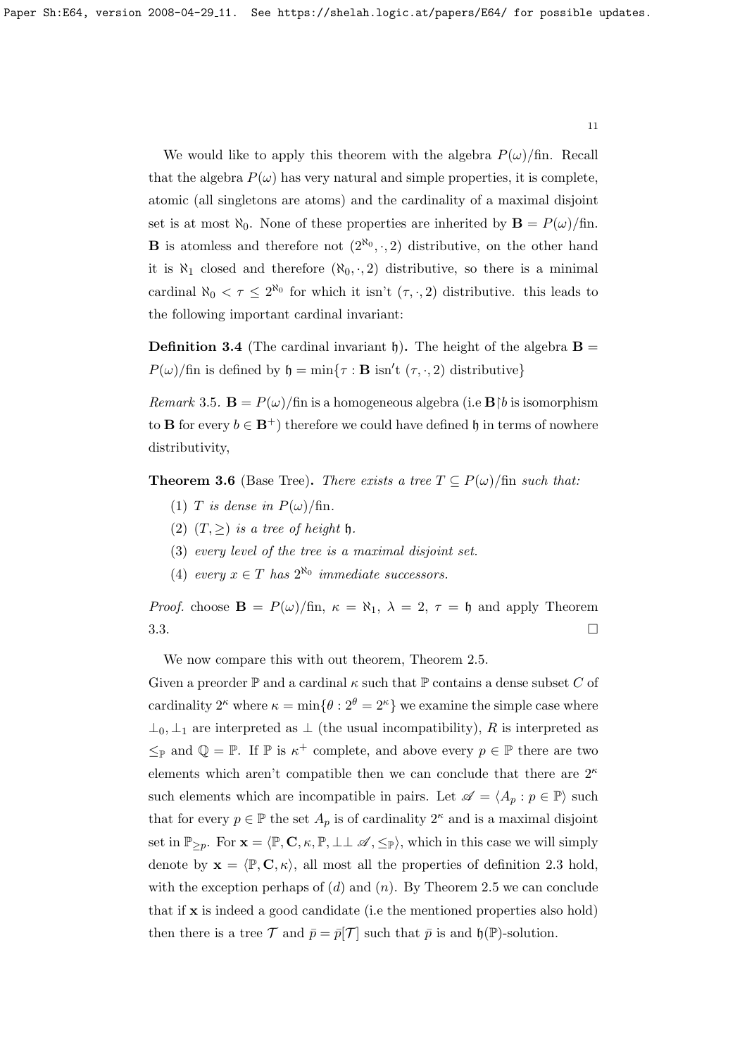We would like to apply this theorem with the algebra $P(\omega)/\text{fin}$. Recall that the algebra $P(\omega)$ has very natural and simple properties, it is complete, atomic (all singletons are atoms) and the cardinality of a maximal disjoint set is at most $\aleph_0$. None of these properties are inherited by $\mathbf{B} = P(\omega)/\text{fin}$. $\mathbf{B}$ is atomless and therefore not $(2^{\aleph_0}, \cdot, 2)$ distributive, on the other hand it is $\aleph_1$ closed and therefore $(\aleph_0, \cdot, 2)$ distributive, so there is a minimal cardinal $\aleph_0 < \tau \leq 2^{\aleph_0}$ for which it isn't $(\tau, \cdot, 2)$ distributive. this leads to the following important cardinal invariant:

**Definition 3.4** (The cardinal invariant $\mathfrak{h}$)**.** The height of the algebra $\mathbf{B} = P(\omega)/\text{fin}$ is defined by $\mathfrak{h} = \min\{\tau : \mathbf{B} \text{ isn't } (\tau, \cdot, 2) \text{ distributive}\}$

*Remark* 3.5. $\mathbf{B} = P(\omega)/\text{fin}$ is a homogeneous algebra (i.e $\mathbf{B}{\restriction}b$ is isomorphism to $\mathbf{B}$ for every $b \in \mathbf{B}^+$) therefore we could have defined $\mathfrak{h}$ in terms of nowhere distributivity,

**Theorem 3.6** (Base Tree)**.** *There exists a tree $T \subseteq P(\omega)/\text{fin}$ such that:*

1. *$T$ is dense in $P(\omega)/\text{fin}$.*
2. *$(T, \geq)$ is a tree of height $\mathfrak{h}$.*
3. *every level of the tree is a maximal disjoint set.*
4. *every $x \in T$ has $2^{\aleph_0}$ immediate successors.*

*Proof.* choose $\mathbf{B} = P(\omega)/\text{fin}$, $\kappa = \aleph_1$, $\lambda = 2$, $\tau = \mathfrak{h}$ and apply Theorem 3.3. $\square$

We now compare this with out theorem, Theorem 2.5.

Given a preorder $\mathbb{P}$ and a cardinal $\kappa$ such that $\mathbb{P}$ contains a dense subset $C$ of cardinality $2^\kappa$ where $\kappa = \min\{\theta : 2^\theta = 2^\kappa\}$ we examine the simple case where $\perp_0, \perp_1$ are interpreted as $\perp$ (the usual incompatibility), $R$ is interpreted as $\leq_{\mathbb{P}}$ and $\mathbb{Q} = \mathbb{P}$. If $\mathbb{P}$ is $\kappa^+$ complete, and above every $p \in \mathbb{P}$ there are two elements which aren't compatible then we can conclude that there are $2^\kappa$ such elements which are incompatible in pairs. Let $\mathscr{A} = \langle A_p : p \in \mathbb{P}\rangle$ such that for every $p \in \mathbb{P}$ the set $A_p$ is of cardinality $2^\kappa$ and is a maximal disjoint set in $\mathbb{P}_{\geq p}$. For $\mathbf{x} = \langle \mathbb{P}, \mathbf{C}, \kappa, \mathbb{P}, \perp\perp \mathscr{A}, \leq_{\mathbb{P}}\rangle$, which in this case we will simply denote by $\mathbf{x} = \langle \mathbb{P}, \mathbf{C}, \kappa\rangle$, all most all the properties of definition 2.3 hold, with the exception perhaps of $(d)$ and $(n)$. By Theorem 2.5 we can conclude that if $\mathbf{x}$ is indeed a good candidate (i.e the mentioned properties also hold) then there is a tree $\mathcal{T}$ and $\bar{p} = \bar{p}[\mathcal{T}]$ such that $\bar{p}$ is and $\mathfrak{h}(\mathbb{P})$-solution.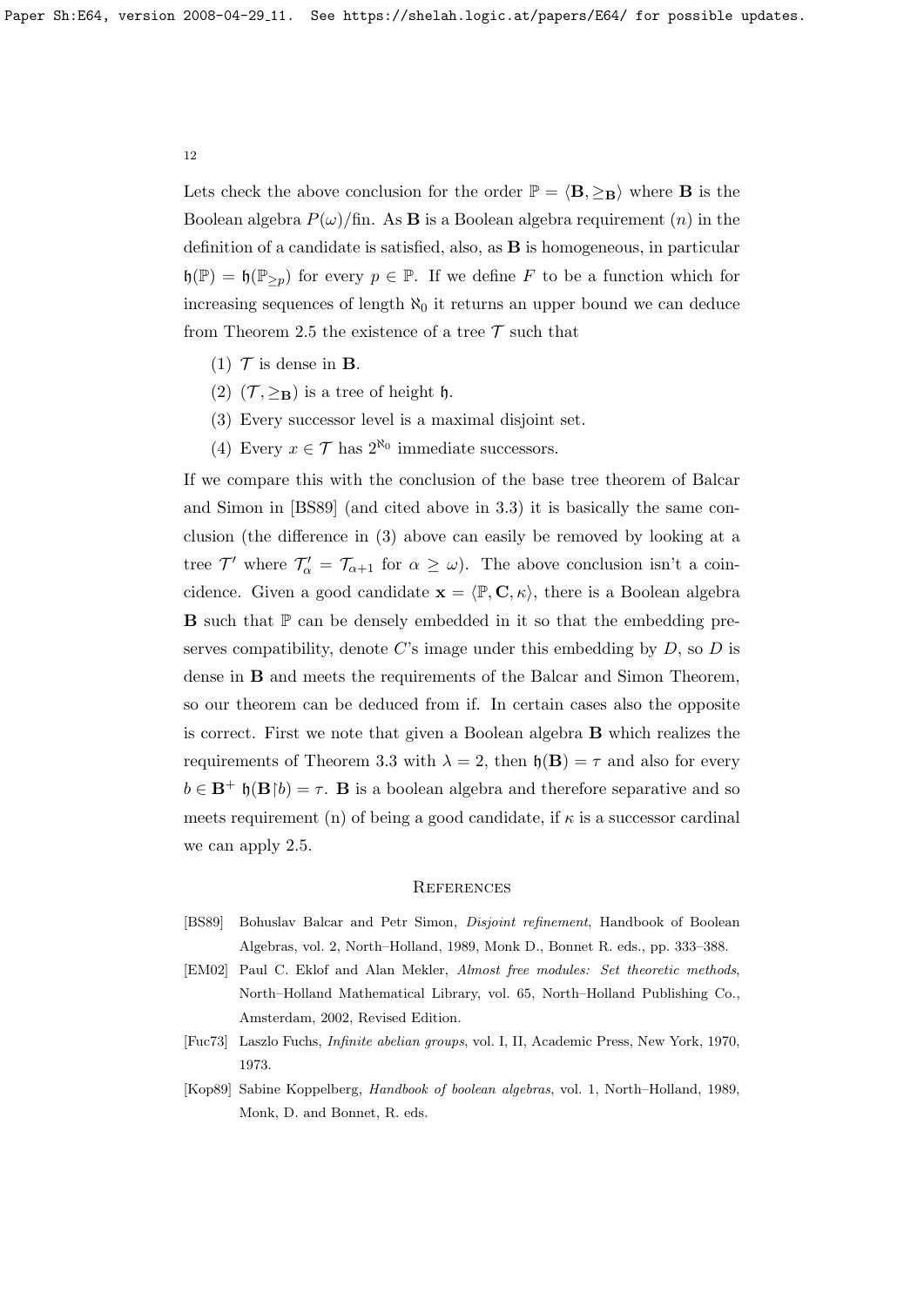Lets check the above conclusion for the order $\mathbb{P} = \langle \mathbf{B}, \geq_{\mathbf{B}} \rangle$ where $\mathbf{B}$ is the Boolean algebra $P(\omega)/\text{fin}$. As $\mathbf{B}$ is a Boolean algebra requirement $(n)$ in the definition of a candidate is satisfied, also, as $\mathbf{B}$ is homogeneous, in particular $\mathfrak{h}(\mathbb{P}) = \mathfrak{h}(\mathbb{P}_{\geq p})$ for every $p \in \mathbb{P}$. If we define $F$ to be a function which for increasing sequences of length $\aleph_0$ it returns an upper bound we can deduce from Theorem 2.5 the existence of a tree $\mathcal{T}$ such that

1. $\mathcal{T}$ is dense in $\mathbf{B}$.
2. $(\mathcal{T}, \geq_{\mathbf{B}})$ is a tree of height $\mathfrak{h}$.
3. Every successor level is a maximal disjoint set.
4. Every $x \in \mathcal{T}$ has $2^{\aleph_0}$ immediate successors.

If we compare this with the conclusion of the base tree theorem of Balcar and Simon in [BS89] (and cited above in 3.3) it is basically the same conclusion (the difference in (3) above can easily be removed by looking at a tree $\mathcal{T}'$ where $\mathcal{T}'_\alpha = \mathcal{T}_{\alpha+1}$ for $\alpha \geq \omega$). The above conclusion isn't a coincidence. Given a good candidate $\mathbf{x} = \langle \mathbb{P}, \mathbf{C}, \kappa \rangle$, there is a Boolean algebra $\mathbf{B}$ such that $\mathbb{P}$ can be densely embedded in it so that the embedding preserves compatibility, denote $C$'s image under this embedding by $D$, so $D$ is dense in $\mathbf{B}$ and meets the requirements of the Balcar and Simon Theorem, so our theorem can be deduced from if. In certain cases also the opposite is correct. First we note that given a Boolean algebra $\mathbf{B}$ which realizes the requirements of Theorem 3.3 with $\lambda = 2$, then $\mathfrak{h}(\mathbf{B}) = \tau$ and also for every $b \in \mathbf{B}^+$ $\mathfrak{h}(\mathbf{B} \restriction b) = \tau$. $\mathbf{B}$ is a boolean algebra and therefore separative and so meets requirement (n) of being a good candidate, if $\kappa$ is a successor cardinal we can apply 2.5.

## References

[BS89] Bohuslav Balcar and Petr Simon, *Disjoint refinement*, Handbook of Boolean Algebras, vol. 2, North–Holland, 1989, Monk D., Bonnet R. eds., pp. 333–388.

[EM02] Paul C. Eklof and Alan Mekler, *Almost free modules: Set theoretic methods*, North–Holland Mathematical Library, vol. 65, North–Holland Publishing Co., Amsterdam, 2002, Revised Edition.

[Fuc73] Laszlo Fuchs, *Infinite abelian groups*, vol. I, II, Academic Press, New York, 1970, 1973.

[Kop89] Sabine Koppelberg, *Handbook of boolean algebras*, vol. 1, North–Holland, 1989, Monk, D. and Bonnet, R. eds.